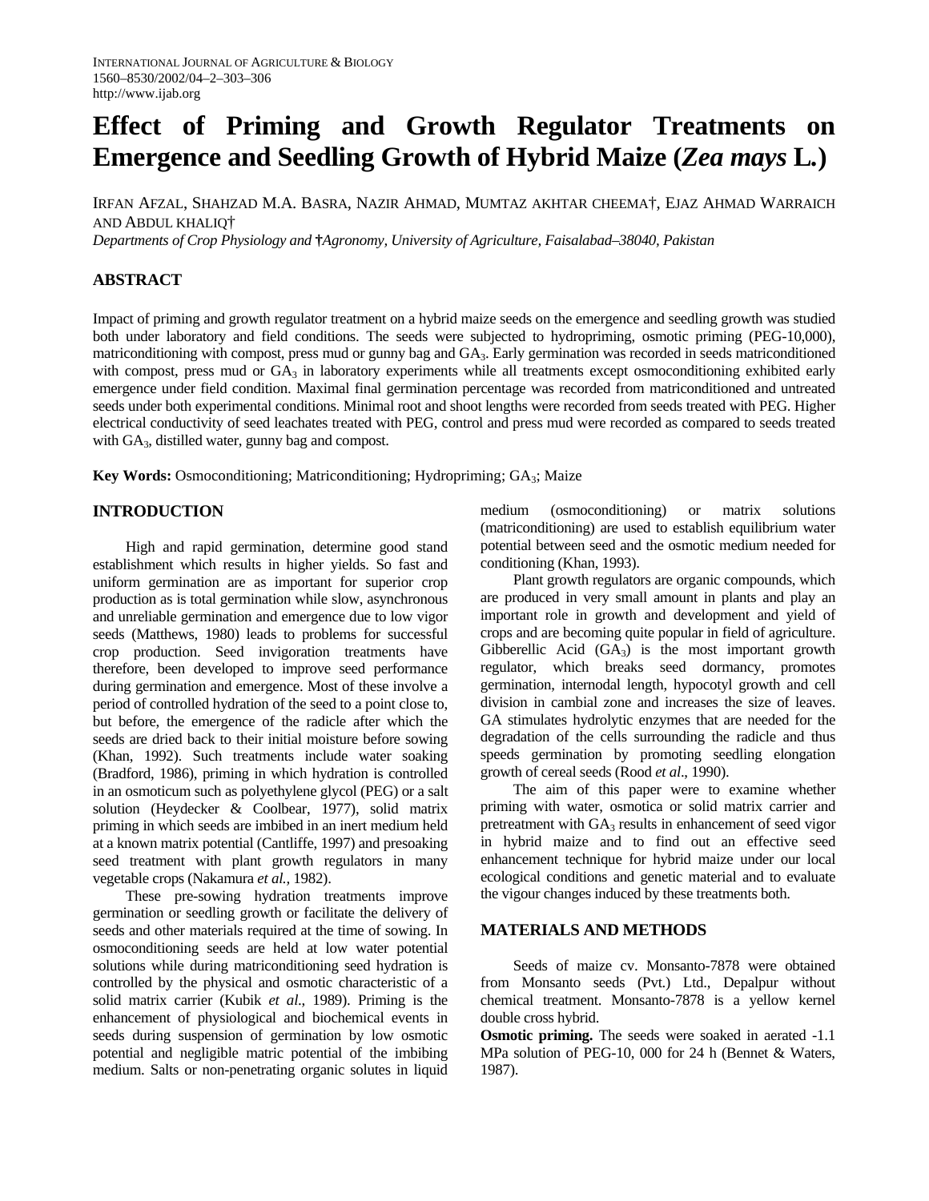# Effect of Priming and Growth Regulator Treatments on Emergence and Seedling Growth of Hybrid Maize (*Zea mays* L.)

IRFAN AFZAL, SHAHZAD M.A. BASRA, NAZIR AHMAD, MUMTAZ AKHTAR CHEEMA†, EJAZ AHMAD WARRAICH AND ABDUL KHALIQ†

*Departments of Crop Physiology and †Agronomy, University of Agriculture, Faisalabad–38040, Pakistan*

## ABSTRACT

Impact of priming and growth regulator treatment on a hybrid maize seeds on the emergence and seedling growth was studied both under laboratory and field conditions. The seeds were subjected to hydropriming, osmotic priming (PEG-10,000), matriconditioning with compost, press mud or gunny bag and $GA_3$. Early germination was recorded in seeds matriconditioned with compost, press mud or $GA_3$ in laboratory experiments while all treatments except osmoconditioning exhibited early emergence under field condition. Maximal final germination percentage was recorded from matriconditioned and untreated seeds under both experimental conditions. Minimal root and shoot lengths were recorded from seeds treated with PEG. Higher electrical conductivity of seed leachates treated with PEG, control and press mud were recorded as compared to seeds treated with $GA_3$, distilled water, gunny bag and compost.

**Key Words:** Osmoconditioning; Matriconditioning; Hydropriming; $GA_3$; Maize

## INTRODUCTION

High and rapid germination, determine good stand establishment which results in higher yields. So fast and uniform germination are as important for superior crop production as is total germination while slow, asynchronous and unreliable germination and emergence due to low vigor seeds (Matthews, 1980) leads to problems for successful crop production. Seed invigoration treatments have therefore, been developed to improve seed performance during germination and emergence. Most of these involve a period of controlled hydration of the seed to a point close to, but before, the emergence of the radicle after which the seeds are dried back to their initial moisture before sowing (Khan, 1992). Such treatments include water soaking (Bradford, 1986), priming in which hydration is controlled in an osmoticum such as polyethylene glycol (PEG) or a salt solution (Heydecker & Coolbear, 1977), solid matrix priming in which seeds are imbibed in an inert medium held at a known matrix potential (Cantliffe, 1997) and presoaking seed treatment with plant growth regulators in many vegetable crops (Nakamura *et al.,* 1982).

These pre-sowing hydration treatments improve germination or seedling growth or facilitate the delivery of seeds and other materials required at the time of sowing. In osmoconditioning seeds are held at low water potential solutions while during matriconditioning seed hydration is controlled by the physical and osmotic characteristic of a solid matrix carrier (Kubik *et al*., 1989). Priming is the enhancement of physiological and biochemical events in seeds during suspension of germination by low osmotic potential and negligible matric potential of the imbibing medium. Salts or non-penetrating organic solutes in liquid medium (osmoconditioning) or matrix solutions (matriconditioning) are used to establish equilibrium water potential between seed and the osmotic medium needed for conditioning (Khan, 1993).

Plant growth regulators are organic compounds, which are produced in very small amount in plants and play an important role in growth and development and yield of crops and are becoming quite popular in field of agriculture. Gibberellic Acid ($GA_3$) is the most important growth regulator, which breaks seed dormancy, promotes germination, internodal length, hypocotyl growth and cell division in cambial zone and increases the size of leaves. GA stimulates hydrolytic enzymes that are needed for the degradation of the cells surrounding the radicle and thus speeds germination by promoting seedling elongation growth of cereal seeds (Rood *et al*., 1990).

The aim of this paper were to examine whether priming with water, osmotica or solid matrix carrier and pretreatment with $GA_3$ results in enhancement of seed vigor in hybrid maize and to find out an effective seed enhancement technique for hybrid maize under our local ecological conditions and genetic material and to evaluate the vigour changes induced by these treatments both.

## MATERIALS AND METHODS

Seeds of maize cv. Monsanto-7878 were obtained from Monsanto seeds (Pvt.) Ltd., Depalpur without chemical treatment. Monsanto-7878 is a yellow kernel double cross hybrid.

**Osmotic priming.** The seeds were soaked in aerated -1.1 MPa solution of PEG-10, 000 for 24 h (Bennet & Waters, 1987).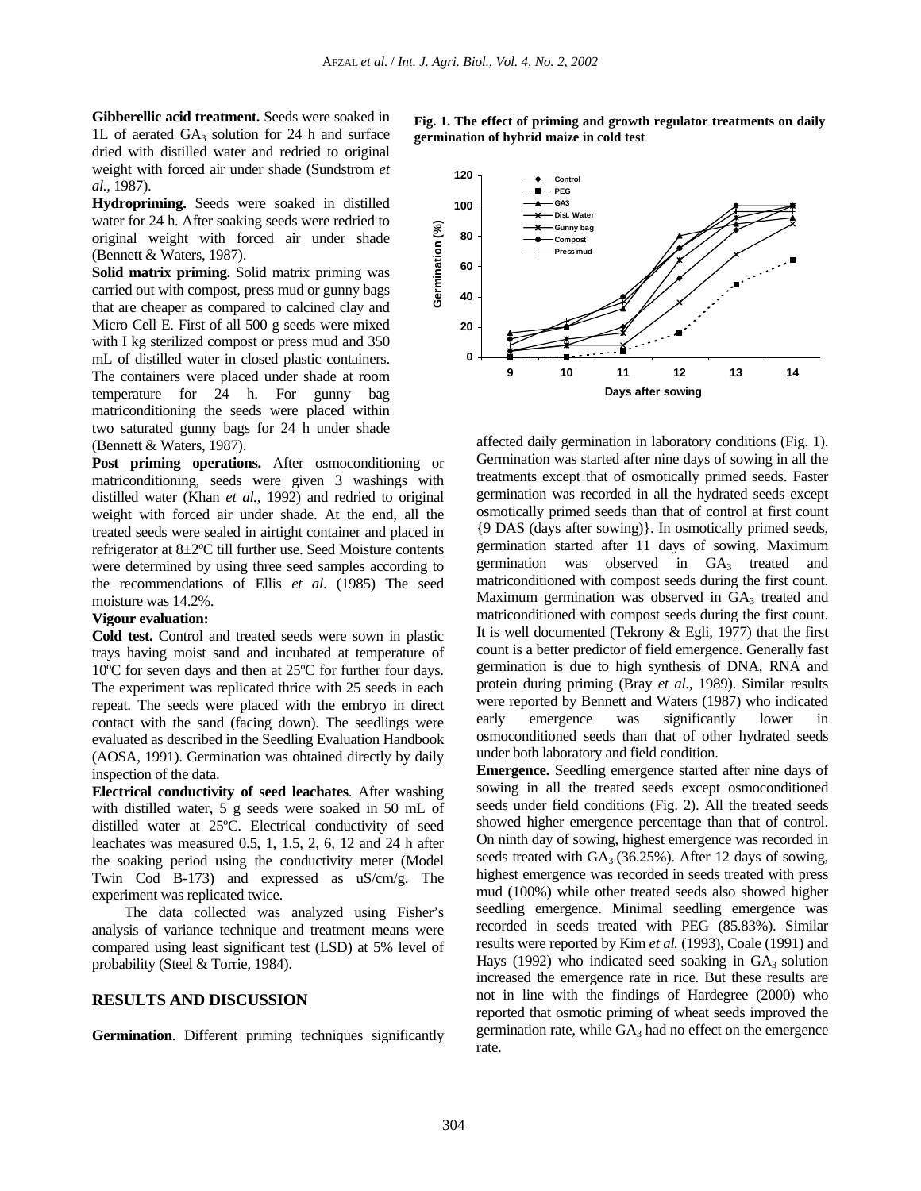**Gibberellic acid treatment.** Seeds were soaked in 1L of aerated $GA_3$ solution for 24 h and surface dried with distilled water and redried to original weight with forced air under shade (Sundstrom *et al.*, 1987).

**Hydropriming.** Seeds were soaked in distilled water for 24 h. After soaking seeds were redried to original weight with forced air under shade (Bennett & Waters, 1987).

**Solid matrix priming.** Solid matrix priming was carried out with compost, press mud or gunny bags that are cheaper as compared to calcined clay and Micro Cell E. First of all 500 g seeds were mixed with I kg sterilized compost or press mud and 350 mL of distilled water in closed plastic containers. The containers were placed under shade at room temperature for 24 h. For gunny bag matriconditioning the seeds were placed within two saturated gunny bags for 24 h under shade (Bennett & Waters, 1987).

**Post priming operations.** After osmoconditioning or matriconditioning, seeds were given 3 washings with distilled water (Khan *et al.,* 1992) and redried to original weight with forced air under shade. At the end, all the treated seeds were sealed in airtight container and placed in refrigerator at 8±2ºC till further use. Seed Moisture contents were determined by using three seed samples according to the recommendations of Ellis *et al*. (1985) The seed moisture was 14.2%.

**Vigour evaluation:**

**Cold test.** Control and treated seeds were sown in plastic trays having moist sand and incubated at temperature of 10ºC for seven days and then at 25ºC for further four days. The experiment was replicated thrice with 25 seeds in each repeat. The seeds were placed with the embryo in direct contact with the sand (facing down). The seedlings were evaluated as described in the Seedling Evaluation Handbook (AOSA, 1991). Germination was obtained directly by daily inspection of the data.

**Electrical conductivity of seed leachates**. After washing with distilled water, 5 g seeds were soaked in 50 mL of distilled water at 25ºC. Electrical conductivity of seed leachates was measured 0.5, 1, 1.5, 2, 6, 12 and 24 h after the soaking period using the conductivity meter (Model Twin Cod B-173) and expressed as uS/cm/g. The experiment was replicated twice.

The data collected was analyzed using Fisher's analysis of variance technique and treatment means were compared using least significant test (LSD) at 5% level of probability (Steel & Torrie, 1984).

## RESULTS AND DISCUSSION

**Germination**. Different priming techniques significantly affected daily germination in laboratory conditions (Fig. 1). Germination was started after nine days of sowing in all the treatments except that of osmotically primed seeds. Faster germination was recorded in all the hydrated seeds except osmotically primed seeds than that of control at first count {9 DAS (days after sowing)}. In osmotically primed seeds, germination started after 11 days of sowing. Maximum germination was observed in $GA_3$ treated and matriconditioned with compost seeds during the first count. Maximum germination was observed in $GA_3$ treated and matriconditioned with compost seeds during the first count. It is well documented (Tekrony & Egli, 1977) that the first count is a better predictor of field emergence. Generally fast germination is due to high synthesis of DNA, RNA and protein during priming (Bray *et al.,* 1989). Similar results were reported by Bennett and Waters (1987) who indicated early emergence was significantly lower in osmoconditioned seeds than that of other hydrated seeds under both laboratory and field condition.

**Fig. 1. The effect of priming and growth regulator treatments on daily germination of hybrid maize in cold test**

**Emergence.** Seedling emergence started after nine days of sowing in all the treated seeds except osmoconditioned seeds under field conditions (Fig. 2). All the treated seeds showed higher emergence percentage than that of control. On ninth day of sowing, highest emergence was recorded in seeds treated with $GA_3$ (36.25%). After 12 days of sowing, highest emergence was recorded in seeds treated with press mud (100%) while other treated seeds also showed higher seedling emergence. Minimal seedling emergence was recorded in seeds treated with PEG (85.83%). Similar results were reported by Kim *et al.* (1993), Coale (1991) and Hays (1992) who indicated seed soaking in $GA_3$ solution increased the emergence rate in rice. But these results are not in line with the findings of Hardegree (2000) who reported that osmotic priming of wheat seeds improved the germination rate, while $GA_3$ had no effect on the emergence rate.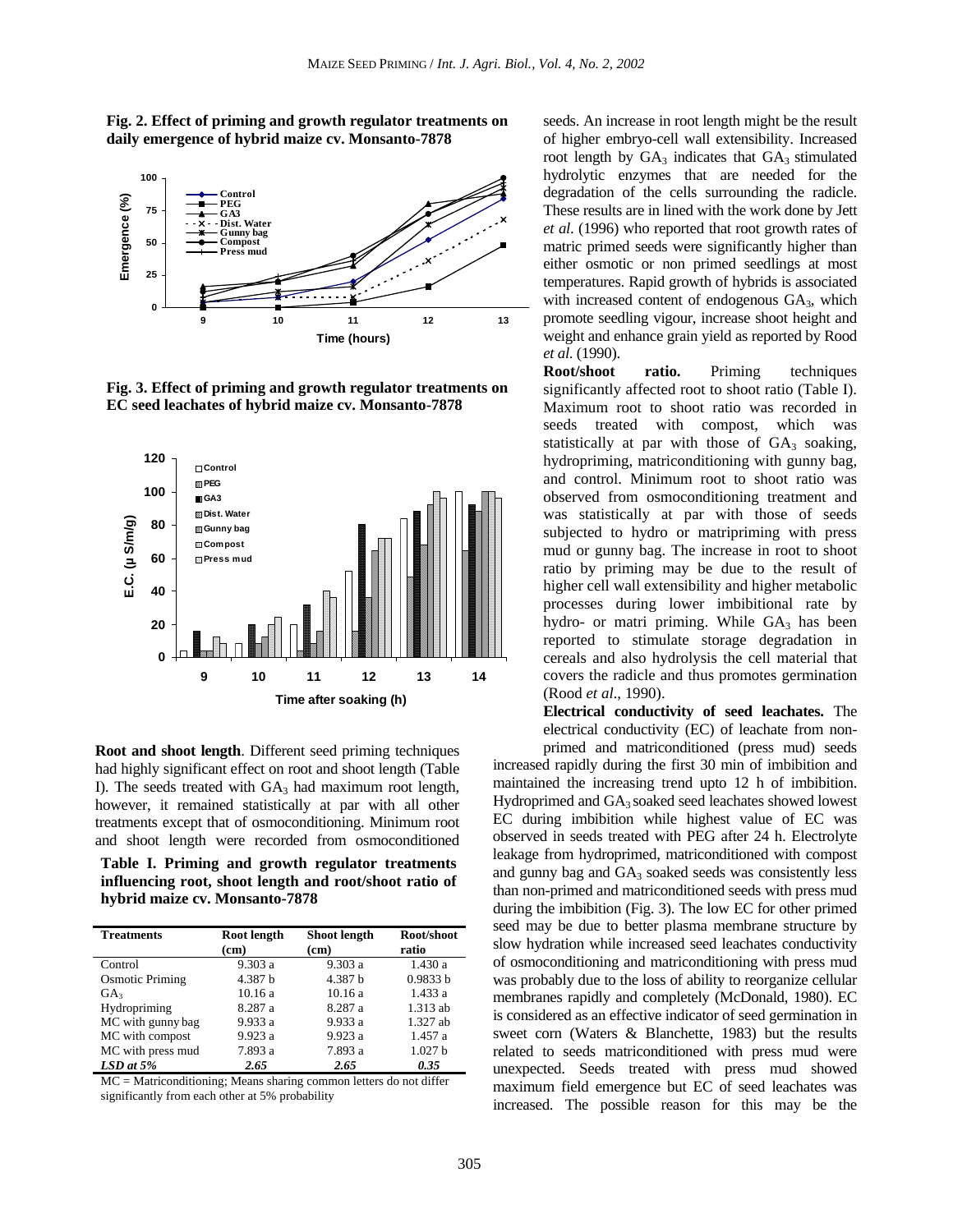**Fig. 2. Effect of priming and growth regulator treatments on daily emergence of hybrid maize cv. Monsanto-7878**

**Fig. 3. Effect of priming and growth regulator treatments on EC seed leachates of hybrid maize cv. Monsanto-7878**

**Root and shoot length**. Different seed priming techniques had highly significant effect on root and shoot length (Table I). The seeds treated with $GA_3$ had maximum root length, however, it remained statistically at par with all other treatments except that of osmoconditioning. Minimum root and shoot length were recorded from osmoconditioned seeds. An increase in root length might be the result of higher embryo-cell wall extensibility. Increased root length by $GA_3$ indicates that $GA_3$ stimulated hydrolytic enzymes that are needed for the degradation of the cells surrounding the radicle. These results are in lined with the work done by Jett *et al*. (1996) who reported that root growth rates of matric primed seeds were significantly higher than either osmotic or non primed seedlings at most temperatures. Rapid growth of hybrids is associated with increased content of endogenous $GA_3$, which promote seedling vigour, increase shoot height and weight and enhance grain yield as reported by Rood *et al.* (1990).

**Table I. Priming and growth regulator treatments influencing root, shoot length and root/shoot ratio of hybrid maize cv. Monsanto-7878**

| Treatments | Root length (cm) | Shoot length (cm) | Root/shoot ratio |
|---|---|---|---|
| Control | 9.303 a | 9.303 a | 1.430 a |
| Osmotic Priming | 4.387 b | 4.387 b | 0.9833 b |
| $GA_3$ | 10.16 a | 10.16 a | 1.433 a |
| Hydropriming | 8.287 a | 8.287 a | 1.313 ab |
| MC with gunny bag | 9.933 a | 9.933 a | 1.327 ab |
| MC with compost | 9.923 a | 9.923 a | 1.457 a |
| MC with press mud | 7.893 a | 7.893 a | 1.027 b |
| *LSD at 5%* | *2.65* | *2.65* | *0.35* |

MC = Matriconditioning; Means sharing common letters do not differ significantly from each other at 5% probability

**Root/shoot ratio.** Priming techniques significantly affected root to shoot ratio (Table I). Maximum root to shoot ratio was recorded in seeds treated with compost, which was statistically at par with those of $GA_3$ soaking, hydropriming, matriconditioning with gunny bag, and control. Minimum root to shoot ratio was observed from osmoconditioning treatment and was statistically at par with those of seeds subjected to hydro or matripriming with press mud or gunny bag. The increase in root to shoot ratio by priming may be due to the result of higher cell wall extensibility and higher metabolic processes during lower imbibitional rate by hydro- or matri priming. While $GA_3$ has been reported to stimulate storage degradation in cereals and also hydrolysis the cell material that covers the radicle and thus promotes germination (Rood *et al*., 1990).

**Electrical conductivity of seed leachates.** The electrical conductivity (EC) of leachate from non-primed and matriconditioned (press mud) seeds increased rapidly during the first 30 min of imbibition and maintained the increasing trend upto 12 h of imbibition. Hydroprimed and $GA_3$ soaked seed leachates showed lowest EC during imbibition while highest value of EC was observed in seeds treated with PEG after 24 h. Electrolyte leakage from hydroprimed, matriconditioned with compost and gunny bag and $GA_3$ soaked seeds was consistently less than non-primed and matriconditioned seeds with press mud during the imbibition (Fig. 3). The low EC for other primed seed may be due to better plasma membrane structure by slow hydration while increased seed leachates conductivity of osmoconditioning and matriconditioning with press mud was probably due to the loss of ability to reorganize cellular membranes rapidly and completely (McDonald, 1980). EC is considered as an effective indicator of seed germination in sweet corn (Waters & Blanchette, 1983) but the results related to seeds matriconditioned with press mud were unexpected. Seeds treated with press mud showed maximum field emergence but EC of seed leachates was increased. The possible reason for this may be the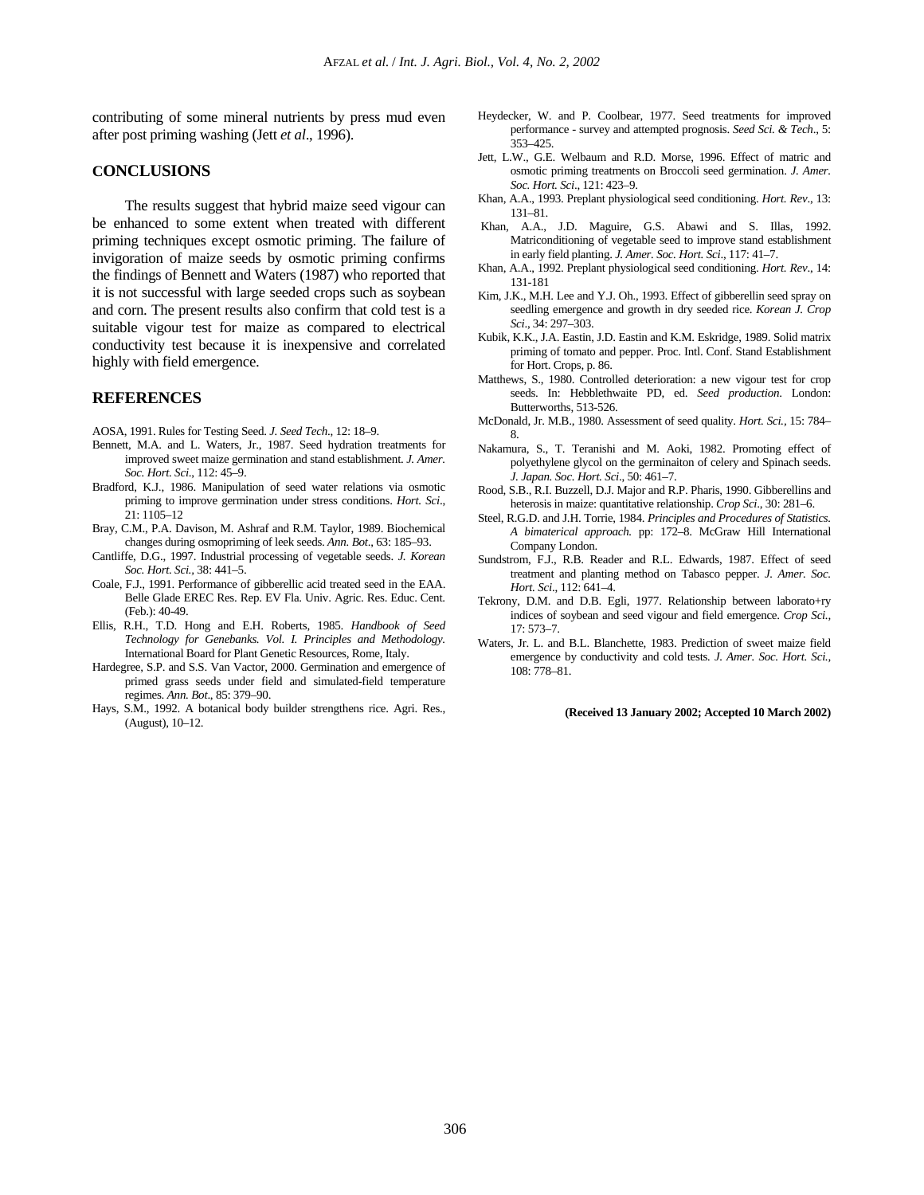contributing of some mineral nutrients by press mud even after post priming washing (Jett *et al*., 1996).

## CONCLUSIONS

The results suggest that hybrid maize seed vigour can be enhanced to some extent when treated with different priming techniques except osmotic priming. The failure of invigoration of maize seeds by osmotic priming confirms the findings of Bennett and Waters (1987) who reported that it is not successful with large seeded crops such as soybean and corn. The present results also confirm that cold test is a suitable vigour test for maize as compared to electrical conductivity test because it is inexpensive and correlated highly with field emergence.

## REFERENCES

AOSA, 1991. Rules for Testing Seed. *J. Seed Tech*., 12: 18–9.

Bennett, M.A. and L. Waters, Jr., 1987. Seed hydration treatments for improved sweet maize germination and stand establishment. *J. Amer. Soc. Hort. Sci*., 112: 45–9.

Bradford, K.J., 1986. Manipulation of seed water relations via osmotic priming to improve germination under stress conditions. *Hort. Sci*., 21: 1105–12

Bray, C.M., P.A. Davison, M. Ashraf and R.M. Taylor, 1989. Biochemical changes during osmopriming of leek seeds. *Ann. Bot*., 63: 185–93.

Cantliffe, D.G., 1997. Industrial processing of vegetable seeds. *J. Korean Soc. Hort. Sci.*, 38: 441–5.

Coale, F.J., 1991. Performance of gibberellic acid treated seed in the EAA. Belle Glade EREC Res. Rep. EV Fla. Univ. Agric. Res. Educ. Cent. (Feb.): 40-49.

Ellis, R.H., T.D. Hong and E.H. Roberts, 1985. *Handbook of Seed Technology for Genebanks. Vol. I. Principles and Methodology.* International Board for Plant Genetic Resources, Rome, Italy.

Hardegree, S.P. and S.S. Van Vactor, 2000. Germination and emergence of primed grass seeds under field and simulated-field temperature regimes. *Ann. Bot*., 85: 379–90.

Hays, S.M., 1992. A botanical body builder strengthens rice. Agri. Res., (August), 10–12.

Heydecker, W. and P. Coolbear, 1977. Seed treatments for improved performance - survey and attempted prognosis. *Seed Sci. & Tech*., 5: 353–425.

Jett, L.W., G.E. Welbaum and R.D. Morse, 1996. Effect of matric and osmotic priming treatments on Broccoli seed germination. *J. Amer. Soc. Hort. Sci*., 121: 423–9.

Khan, A.A., 1993. Preplant physiological seed conditioning. *Hort. Rev*., 13: 131–81.

Khan, A.A., J.D. Maguire, G.S. Abawi and S. Illas, 1992. Matriconditioning of vegetable seed to improve stand establishment in early field planting. *J. Amer. Soc. Hort. Sci*., 117: 41–7.

Khan, A.A., 1992. Preplant physiological seed conditioning. *Hort. Rev*., 14: 131-181

Kim, J.K., M.H. Lee and Y.J. Oh., 1993. Effect of gibberellin seed spray on seedling emergence and growth in dry seeded rice. *Korean J. Crop Sci*., 34: 297–303.

Kubik, K.K., J.A. Eastin, J.D. Eastin and K.M. Eskridge, 1989. Solid matrix priming of tomato and pepper. Proc. Intl. Conf. Stand Establishment for Hort. Crops, p. 86.

Matthews, S., 1980. Controlled deterioration: a new vigour test for crop seeds. In: Hebblethwaite PD, ed. *Seed production.* London: Butterworths, 513-526.

McDonald, Jr. M.B., 1980. Assessment of seed quality. *Hort. Sci.*, 15: 784–8.

Nakamura, S., T. Teranishi and M. Aoki, 1982. Promoting effect of polyethylene glycol on the germinaiton of celery and Spinach seeds. *J. Japan. Soc. Hort. Sci*., 50: 461–7.

Rood, S.B., R.I. Buzzell, D.J. Major and R.P. Pharis, 1990. Gibberellins and heterosis in maize: quantitative relationship. *Crop Sci*., 30: 281–6.

Steel, R.G.D. and J.H. Torrie, 1984. *Principles and Procedures of Statistics. A bimaterical approach.* pp: 172–8. McGraw Hill International Company London.

Sundstrom, F.J., R.B. Reader and R.L. Edwards, 1987. Effect of seed treatment and planting method on Tabasco pepper. *J. Amer. Soc. Hort. Sci*., 112: 641–4.

Tekrony, D.M. and D.B. Egli, 1977. Relationship between laborato+ry indices of soybean and seed vigour and field emergence. *Crop Sci.*, 17: 573–7.

Waters, Jr. L. and B.L. Blanchette, 1983. Prediction of sweet maize field emergence by conductivity and cold tests. *J. Amer. Soc. Hort. Sci.*, 108: 778–81.

**(Received 13 January 2002; Accepted 10 March 2002)**